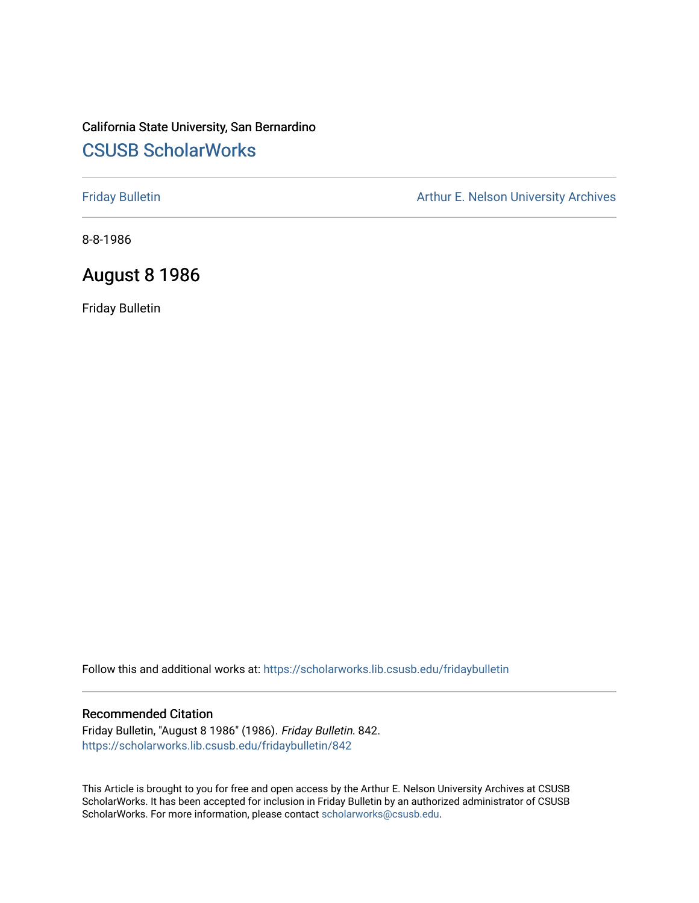California State University, San Bernardino

# CSUSB ScholarWorks

Friday Bulletin

Arthur E. Nelson University Archives

8-8-1986

## August 8 1986

Friday Bulletin

Follow this and additional works at: https://scholarworks.lib.csusb.edu/fridaybulletin

### Recommended Citation

Friday Bulletin, "August 8 1986" (1986). *Friday Bulletin*. 842.
https://scholarworks.lib.csusb.edu/fridaybulletin/842

This Article is brought to you for free and open access by the Arthur E. Nelson University Archives at CSUSB ScholarWorks. It has been accepted for inclusion in Friday Bulletin by an authorized administrator of CSUSB ScholarWorks. For more information, please contact scholarworks@csusb.edu.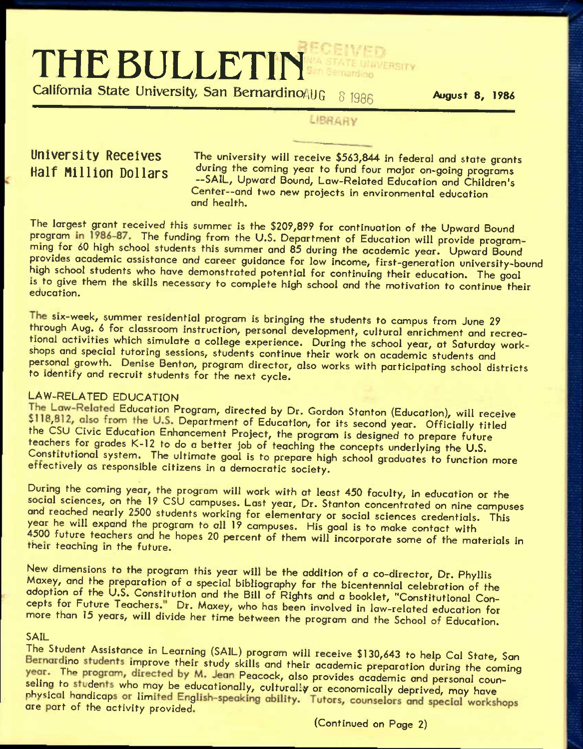# THE BULLETIN

California State University, San Bernardino

August 8, 1986

## University Receives Half Million Dollars

The university will receive $563,844 in federal and state grants during the coming year to fund four major on-going programs --SAIL, Upward Bound, Law-Related Education and Children's Center--and two new projects in environmental education and health.

The largest grant received this summer is the $209,899 for continuation of the Upward Bound program in 1986-87. The funding from the U.S. Department of Education will provide programming for 60 high school students this summer and 85 during the academic year. Upward Bound provides academic assistance and career guidance for low income, first-generation university-bound high school students who have demonstrated potential for continuing their education. The goal is to give them the skills necessary to complete high school and the motivation to continue their education.

The six-week, summer residential program is bringing the students to campus from June 29 through Aug. 6 for classroom instruction, personal development, cultural enrichment and recreational activities which simulate a college experience. During the school year, at Saturday workshops and special tutoring sessions, students continue their work on academic students and personal growth. Denise Benton, program director, also works with participating school districts to identify and recruit students for the next cycle.

### LAW-RELATED EDUCATION

The Law-Related Education Program, directed by Dr. Gordon Stanton (Education), will receive $118,812, also from the U.S. Department of Education, for its second year. Officially titled the CSU Civic Education Enhancement Project, the program is designed to prepare future teachers for grades K-12 to do a better job of teaching the concepts underlying the U.S. Constitutional system. The ultimate goal is to prepare high school graduates to function more effectively as responsible citizens in a democratic society.

During the coming year, the program will work with at least 450 faculty, in education or the social sciences, on the 19 CSU campuses. Last year, Dr. Stanton concentrated on nine campuses and reached nearly 2500 students working for elementary or social sciences credentials. This year he will expand the program to all 19 campuses. His goal is to make contact with 4500 future teachers and he hopes 20 percent of them will incorporate some of the materials in their teaching in the future.

New dimensions to the program this year will be the addition of a co-director, Dr. Phyllis Maxey, and the preparation of a special bibliography for the bicentennial celebration of the adoption of the U.S. Constitution and the Bill of Rights and a booklet, "Constitutional Concepts for Future Teachers." Dr. Maxey, who has been involved in law-related education for more than 15 years, will divide her time between the program and the School of Education.

### SAIL

The Student Assistance in Learning (SAIL) program will receive $130,643 to help Cal State, San Bernardino students improve their study skills and their academic preparation during the coming year. The program, directed by M. Jean Peacock, also provides academic and personal counseling to students who may be educationally, culturally or economically deprived, may have physical handicaps or limited English-speaking ability. Tutors, counselors and special workshops are part of the activity provided.

(Continued on Page 2)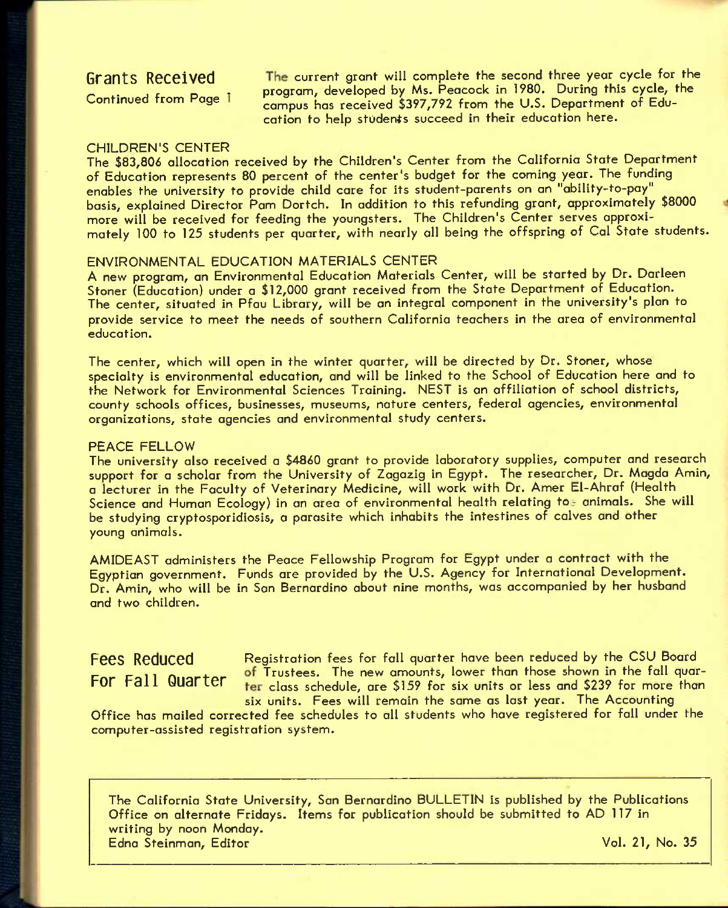## Grants Received

Continued from Page 1

The current grant will complete the second three year cycle for the program, developed by Ms. Peacock in 1980. During this cycle, the campus has received $397,792 from the U.S. Department of Education to help students succeed in their education here.

### CHILDREN'S CENTER

The $83,806 allocation received by the Children's Center from the California State Department of Education represents 80 percent of the center's budget for the coming year. The funding enables the university to provide child care for its student-parents on an "ability-to-pay" basis, explained Director Pam Dortch. In addition to this refunding grant, approximately $8000 more will be received for feeding the youngsters. The Children's Center serves approximately 100 to 125 students per quarter, with nearly all being the offspring of Cal State students.

### ENVIRONMENTAL EDUCATION MATERIALS CENTER

A new program, an Environmental Education Materials Center, will be started by Dr. Darleen Stoner (Education) under a $12,000 grant received from the State Department of Education. The center, situated in Pfau Library, will be an integral component in the university's plan to provide service to meet the needs of southern California teachers in the area of environmental education.

The center, which will open in the winter quarter, will be directed by Dr. Stoner, whose specialty is environmental education, and will be linked to the School of Education here and to the Network for Environmental Sciences Training. NEST is an affiliation of school districts, county schools offices, businesses, museums, nature centers, federal agencies, environmental organizations, state agencies and environmental study centers.

### PEACE FELLOW

The university also received a $4860 grant to provide laboratory supplies, computer and research support for a scholar from the University of Zagazig in Egypt. The researcher, Dr. Magda Amin, a lecturer in the Faculty of Veterinary Medicine, will work with Dr. Amer El-Ahraf (Health Science and Human Ecology) in an area of environmental health relating to animals. She will be studying cryptosporidiosis, a parasite which inhabits the intestines of calves and other young animals.

AMIDEAST administers the Peace Fellowship Program for Egypt under a contract with the Egyptian government. Funds are provided by the U.S. Agency for International Development. Dr. Amin, who will be in San Bernardino about nine months, was accompanied by her husband and two children.

## Fees Reduced For Fall Quarter

Registration fees for fall quarter have been reduced by the CSU Board of Trustees. The new amounts, lower than those shown in the fall quarter class schedule, are $159 for six units or less and $239 for more than six units. Fees will remain the same as last year. The Accounting Office has mailed corrected fee schedules to all students who have registered for fall under the computer-assisted registration system.

---

The California State University, San Bernardino BULLETIN is published by the Publications Office on alternate Fridays. Items for publication should be submitted to AD 117 in writing by noon Monday.
Edna Steinman, Editor — Vol. 21, No. 35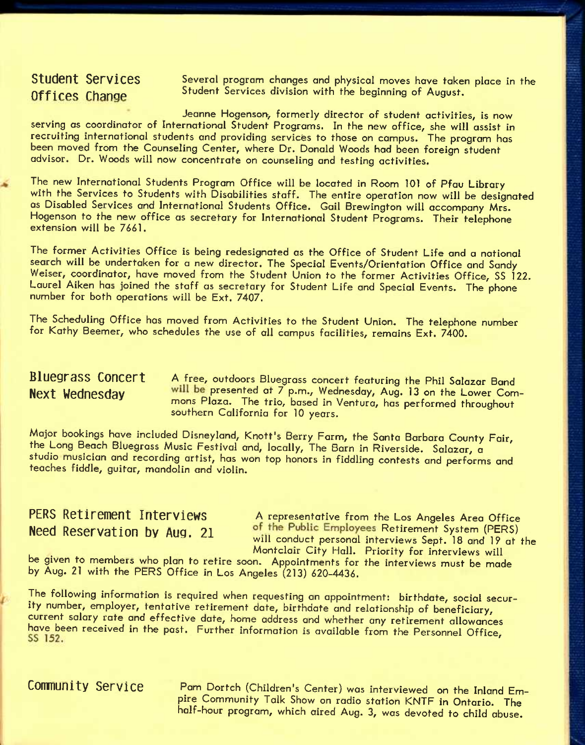## Student Services Offices Change

Several program changes and physical moves have taken place in the Student Services division with the beginning of August.

Jeanne Hogenson, formerly director of student activities, is now serving as coordinator of International Student Programs. In the new office, she will assist in recruiting international students and providing services to those on campus. The program has been moved from the Counseling Center, where Dr. Donald Woods had been foreign student advisor. Dr. Woods will now concentrate on counseling and testing activities.

The new International Students Program Office will be located in Room 101 of Pfau Library with the Services to Students with Disabilities staff. The entire operation now will be designated as Disabled Services and International Students Office. Gail Brewington will accompany Mrs. Hogenson to the new office as secretary for International Student Programs. Their telephone extension will be 7661.

The former Activities Office is being redesignated as the Office of Student Life and a national search will be undertaken for a new director. The Special Events/Orientation Office and Sandy Weiser, coordinator, have moved from the Student Union to the former Activities Office, SS 122. Laurel Aiken has joined the staff as secretary for Student Life and Special Events. The phone number for both operations will be Ext. 7407.

The Scheduling Office has moved from Activities to the Student Union. The telephone number for Kathy Beemer, who schedules the use of all campus facilities, remains Ext. 7400.

## Bluegrass Concert Next Wednesday

A free, outdoors Bluegrass concert featuring the Phil Salazar Band will be presented at 7 p.m., Wednesday, Aug. 13 on the Lower Commons Plaza. The trio, based in Ventura, has performed throughout southern California for 10 years.

Major bookings have included Disneyland, Knott's Berry Farm, the Santa Barbara County Fair, the Long Beach Bluegrass Music Festival and, locally, The Barn in Riverside. Salazar, a studio musician and recording artist, has won top honors in fiddling contests and performs and teaches fiddle, guitar, mandolin and violin.

## PERS Retirement Interviews Need Reservation by Aug. 21

A representative from the Los Angeles Area Office of the Public Employees Retirement System (PERS) will conduct personal interviews Sept. 18 and 19 at the Montclair City Hall. Priority for interviews will be given to members who plan to retire soon. Appointments for the interviews must be made by Aug. 21 with the PERS Office in Los Angeles (213) 620-4436.

The following information is required when requesting an appointment: birthdate, social security number, employer, tentative retirement date, birthdate and relationship of beneficiary, current salary rate and effective date, home address and whether any retirement allowances have been received in the past. Further information is available from the Personnel Office, SS 152.

## Community Service

Pam Dortch (Children's Center) was interviewed on the Inland Empire Community Talk Show on radio station KNTF in Ontario. The half-hour program, which aired Aug. 3, was devoted to child abuse.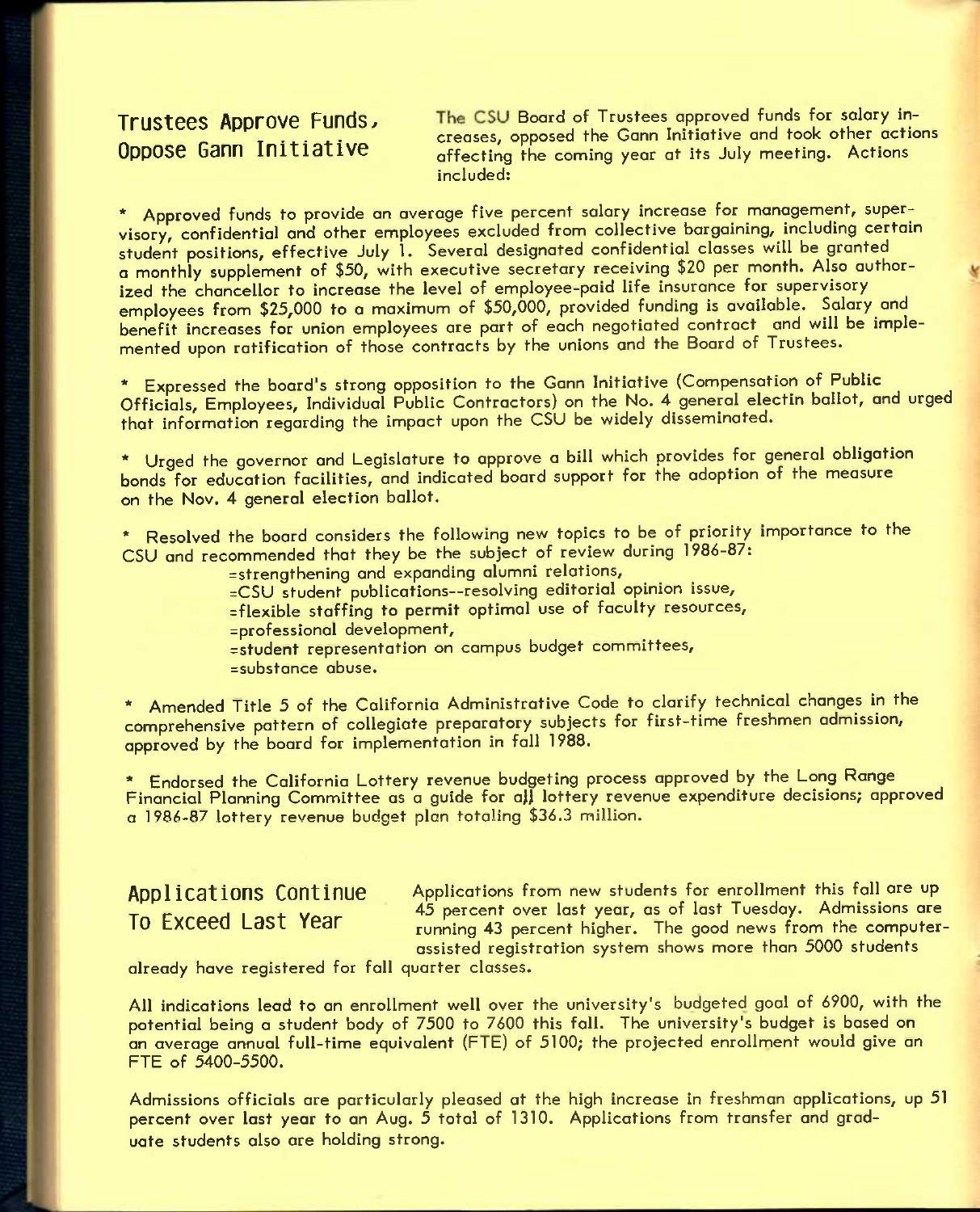## Trustees Approve Funds, Oppose Gann Initiative

The CSU Board of Trustees approved funds for salary increases, opposed the Gann Initiative and took other actions affecting the coming year at its July meeting. Actions included:

* Approved funds to provide an average five percent salary increase for management, supervisory, confidential and other employees excluded from collective bargaining, including certain student positions, effective July 1. Several designated confidential classes will be granted a monthly supplement of $50, with executive secretary receiving $20 per month. Also authorized the chancellor to increase the level of employee-paid life insurance for supervisory employees from $25,000 to a maximum of $50,000, provided funding is available. Salary and benefit increases for union employees are part of each negotiated contract and will be implemented upon ratification of those contracts by the unions and the Board of Trustees.

* Expressed the board's strong opposition to the Gann Initiative (Compensation of Public Officials, Employees, Individual Public Contractors) on the No. 4 general electin ballot, and urged that information regarding the impact upon the CSU be widely disseminated.

* Urged the governor and Legislature to approve a bill which provides for general obligation bonds for education facilities, and indicated board support for the adoption of the measure on the Nov. 4 general election ballot.

* Resolved the board considers the following new topics to be of priority importance to the CSU and recommended that they be the subject of review during 1986-87:
  - =strengthening and expanding alumni relations,
  - =CSU student publications--resolving editorial opinion issue,
  - =flexible staffing to permit optimal use of faculty resources,
  - =professional development,
  - =student representation on campus budget committees,
  - =substance abuse.

* Amended Title 5 of the California Administrative Code to clarify technical changes in the comprehensive pattern of collegiate preparatory subjects for first-time freshmen admission, approved by the board for implementation in fall 1988.

* Endorsed the California Lottery revenue budgeting process approved by the Long Range Financial Planning Committee as a guide for all lottery revenue expenditure decisions; approved a 1986-87 lottery revenue budget plan totaling $36.3 million.

## Applications Continue To Exceed Last Year

Applications from new students for enrollment this fall are up 45 percent over last year, as of last Tuesday. Admissions are running 43 percent higher. The good news from the computer-assisted registration system shows more than 5000 students already have registered for fall quarter classes.

All indications lead to an enrollment well over the university's budgeted goal of 6900, with the potential being a student body of 7500 to 7600 this fall. The university's budget is based on an average annual full-time equivalent (FTE) of 5100; the projected enrollment would give an FTE of 5400-5500.

Admissions officials are particularly pleased at the high increase in freshman applications, up 51 percent over last year to an Aug. 5 total of 1310. Applications from transfer and graduate students also are holding strong.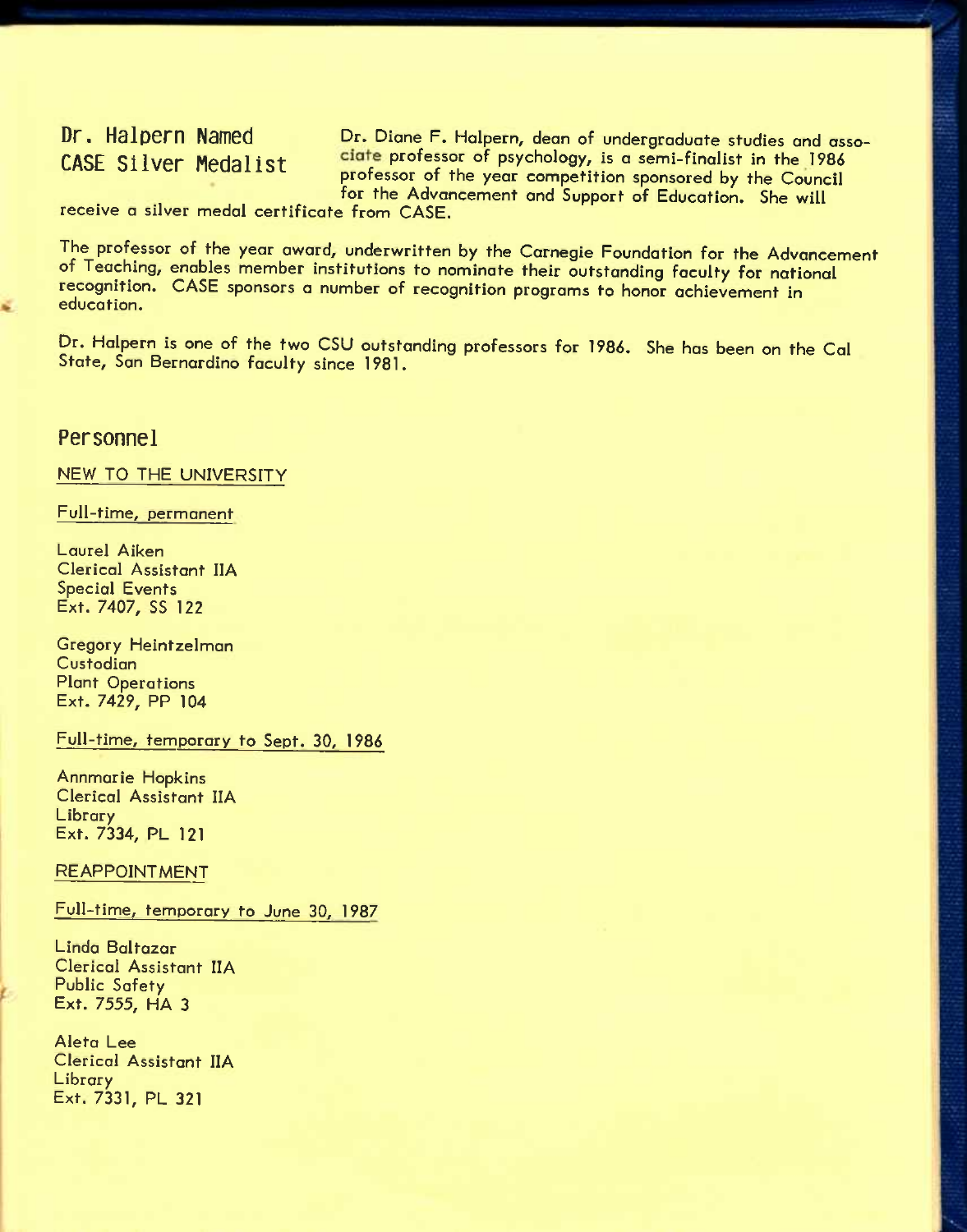## Dr. Halpern Named CASE Silver Medalist

Dr. Diane F. Halpern, dean of undergraduate studies and associate professor of psychology, is a semi-finalist in the 1986 professor of the year competition sponsored by the Council for the Advancement and Support of Education. She will receive a silver medal certificate from CASE.

The professor of the year award, underwritten by the Carnegie Foundation for the Advancement of Teaching, enables member institutions to nominate their outstanding faculty for national recognition. CASE sponsors a number of recognition programs to honor achievement in education.

Dr. Halpern is one of the two CSU outstanding professors for 1986. She has been on the Cal State, San Bernardino faculty since 1981.

## Personnel

### NEW TO THE UNIVERSITY

#### Full-time, permanent

Laurel Aiken
Clerical Assistant IIA
Special Events
Ext. 7407, SS 122

Gregory Heintzelman
Custodian
Plant Operations
Ext. 7429, PP 104

#### Full-time, temporary to Sept. 30, 1986

Annmarie Hopkins
Clerical Assistant IIA
Library
Ext. 7334, PL 121

### REAPPOINTMENT

#### Full-time, temporary to June 30, 1987

Linda Baltazar
Clerical Assistant IIA
Public Safety
Ext. 7555, HA 3

Aleta Lee
Clerical Assistant IIA
Library
Ext. 7331, PL 321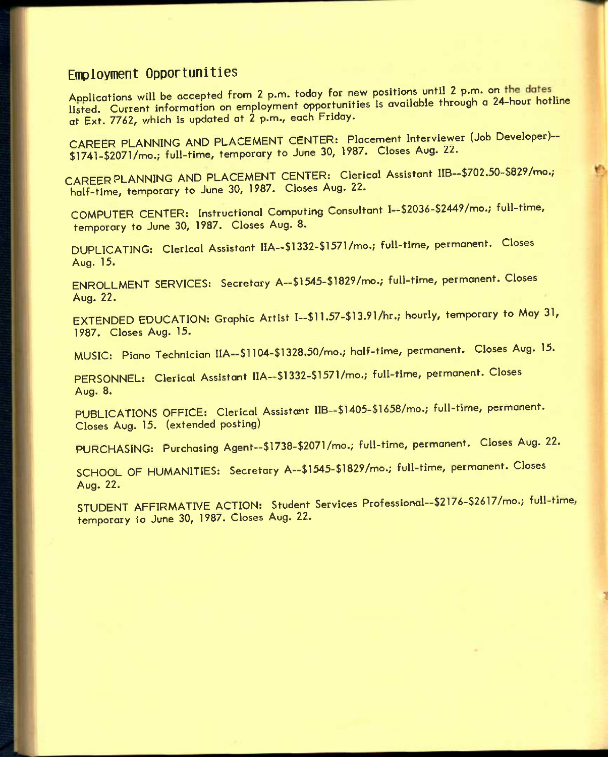## Employment Opportunities

Applications will be accepted from 2 p.m. today for new positions until 2 p.m. on the dates listed. Current information on employment opportunities is available through a 24-hour hotline at Ext. 7762, which is updated at 2 p.m., each Friday.

CAREER PLANNING AND PLACEMENT CENTER: Placement Interviewer (Job Developer)--$1741-$2071/mo.; full-time, temporary to June 30, 1987. Closes Aug. 22.

CAREER PLANNING AND PLACEMENT CENTER: Clerical Assistant IIB--$702.50-$829/mo.; half-time, temporary to June 30, 1987. Closes Aug. 22.

COMPUTER CENTER: Instructional Computing Consultant I--$2036-$2449/mo.; full-time, temporary to June 30, 1987. Closes Aug. 8.

DUPLICATING: Clerical Assistant IIA--$1332-$1571/mo.; full-time, permanent. Closes Aug. 15.

ENROLLMENT SERVICES: Secretary A--$1545-$1829/mo.; full-time, permanent. Closes Aug. 22.

EXTENDED EDUCATION: Graphic Artist I--$11.57-$13.91/hr.; hourly, temporary to May 31, 1987. Closes Aug. 15.

MUSIC: Piano Technician IIA--$1104-$1328.50/mo.; half-time, permanent. Closes Aug. 15.

PERSONNEL: Clerical Assistant IIA--$1332-$1571/mo.; full-time, permanent. Closes Aug. 8.

PUBLICATIONS OFFICE: Clerical Assistant IIB--$1405-$1658/mo.; full-time, permanent. Closes Aug. 15. (extended posting)

PURCHASING: Purchasing Agent--$1738-$2071/mo.; full-time, permanent. Closes Aug. 22.

SCHOOL OF HUMANITIES: Secretary A--$1545-$1829/mo.; full-time, permanent. Closes Aug. 22.

STUDENT AFFIRMATIVE ACTION: Student Services Professional--$2176-$2617/mo.; full-time, temporary to June 30, 1987. Closes Aug. 22.